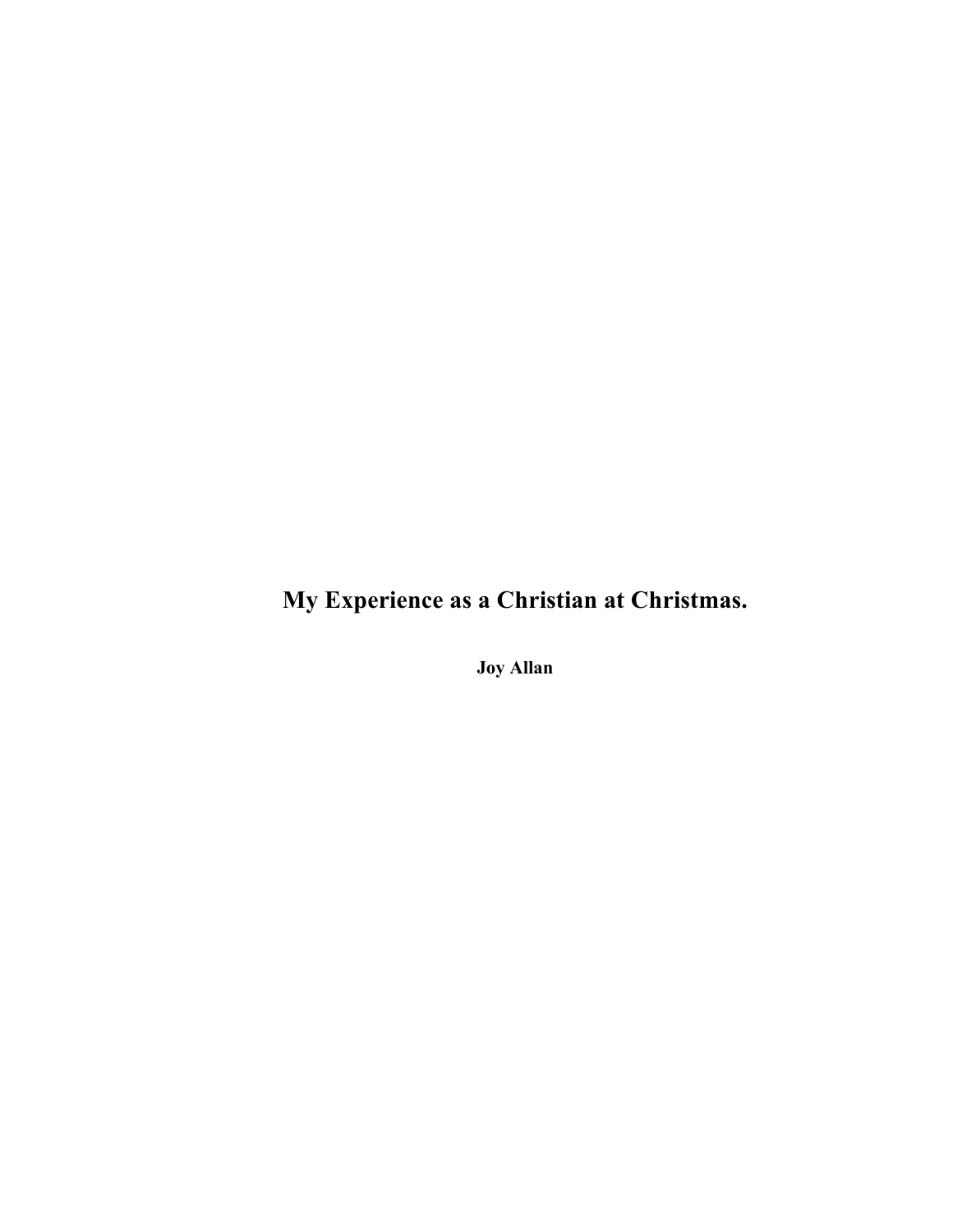# My Experience as a Christian at Christmas.

**Joy Allan**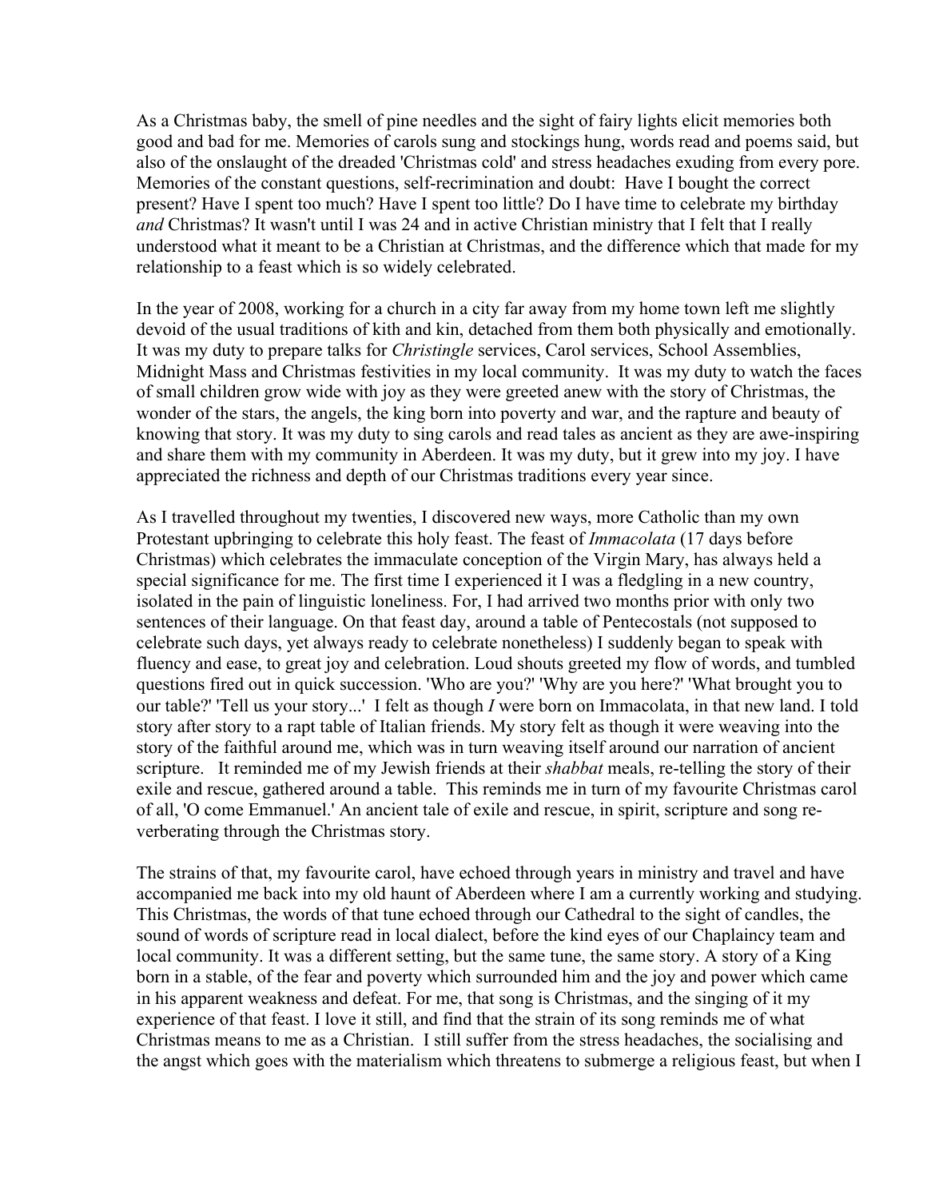As a Christmas baby, the smell of pine needles and the sight of fairy lights elicit memories both good and bad for me. Memories of carols sung and stockings hung, words read and poems said, but also of the onslaught of the dreaded 'Christmas cold' and stress headaches exuding from every pore. Memories of the constant questions, self-recrimination and doubt: Have I bought the correct present? Have I spent too much? Have I spent too little? Do I have time to celebrate my birthday *and* Christmas? It wasn't until I was 24 and in active Christian ministry that I felt that I really understood what it meant to be a Christian at Christmas, and the difference which that made for my relationship to a feast which is so widely celebrated.

In the year of 2008, working for a church in a city far away from my home town left me slightly devoid of the usual traditions of kith and kin, detached from them both physically and emotionally. It was my duty to prepare talks for *Christingle* services, Carol services, School Assemblies, Midnight Mass and Christmas festivities in my local community. It was my duty to watch the faces of small children grow wide with joy as they were greeted anew with the story of Christmas, the wonder of the stars, the angels, the king born into poverty and war, and the rapture and beauty of knowing that story. It was my duty to sing carols and read tales as ancient as they are awe-inspiring and share them with my community in Aberdeen. It was my duty, but it grew into my joy. I have appreciated the richness and depth of our Christmas traditions every year since.

As I travelled throughout my twenties, I discovered new ways, more Catholic than my own Protestant upbringing to celebrate this holy feast. The feast of *Immacolata* (17 days before Christmas) which celebrates the immaculate conception of the Virgin Mary, has always held a special significance for me. The first time I experienced it I was a fledgling in a new country, isolated in the pain of linguistic loneliness. For, I had arrived two months prior with only two sentences of their language. On that feast day, around a table of Pentecostals (not supposed to celebrate such days, yet always ready to celebrate nonetheless) I suddenly began to speak with fluency and ease, to great joy and celebration. Loud shouts greeted my flow of words, and tumbled questions fired out in quick succession. 'Who are you?' 'Why are you here?' 'What brought you to our table?' 'Tell us your story...' I felt as though *I* were born on Immacolata, in that new land. I told story after story to a rapt table of Italian friends. My story felt as though it were weaving into the story of the faithful around me, which was in turn weaving itself around our narration of ancient scripture. It reminded me of my Jewish friends at their *shabbat* meals, re-telling the story of their exile and rescue, gathered around a table. This reminds me in turn of my favourite Christmas carol of all, 'O come Emmanuel.' An ancient tale of exile and rescue, in spirit, scripture and song re-verberating through the Christmas story.

The strains of that, my favourite carol, have echoed through years in ministry and travel and have accompanied me back into my old haunt of Aberdeen where I am a currently working and studying. This Christmas, the words of that tune echoed through our Cathedral to the sight of candles, the sound of words of scripture read in local dialect, before the kind eyes of our Chaplaincy team and local community. It was a different setting, but the same tune, the same story. A story of a King born in a stable, of the fear and poverty which surrounded him and the joy and power which came in his apparent weakness and defeat. For me, that song is Christmas, and the singing of it my experience of that feast. I love it still, and find that the strain of its song reminds me of what Christmas means to me as a Christian. I still suffer from the stress headaches, the socialising and the angst which goes with the materialism which threatens to submerge a religious feast, but when I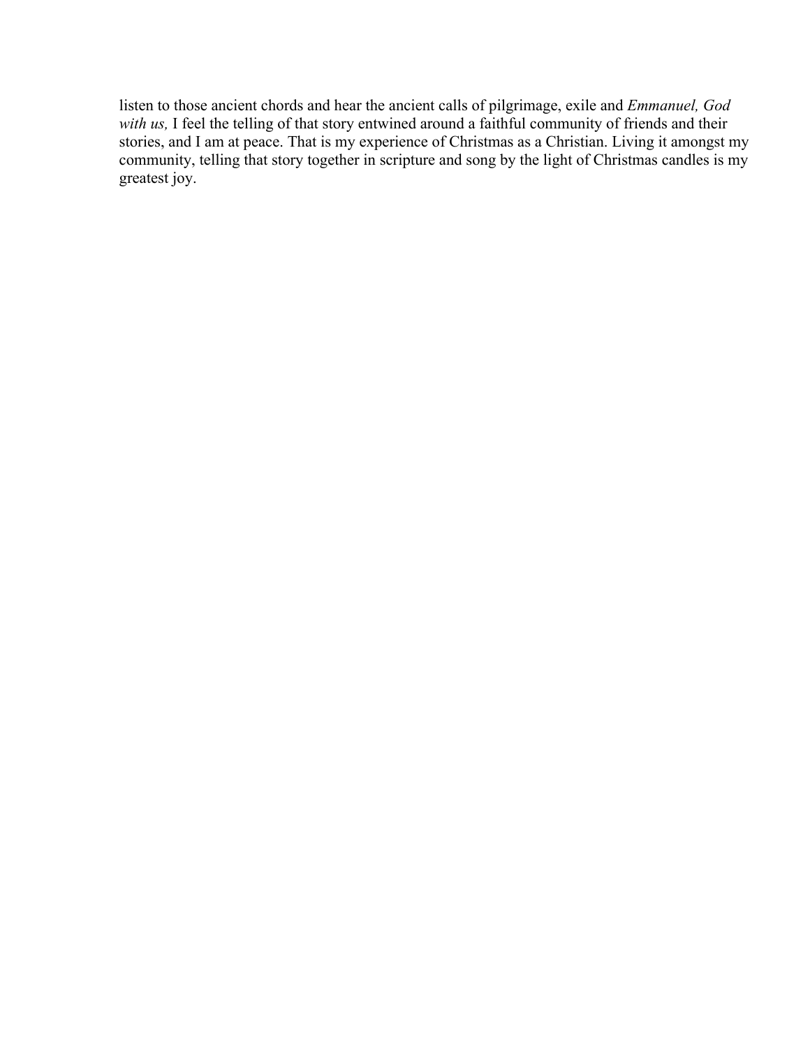listen to those ancient chords and hear the ancient calls of pilgrimage, exile and *Emmanuel, God with us,* I feel the telling of that story entwined around a faithful community of friends and their stories, and I am at peace. That is my experience of Christmas as a Christian. Living it amongst my community, telling that story together in scripture and song by the light of Christmas candles is my greatest joy.